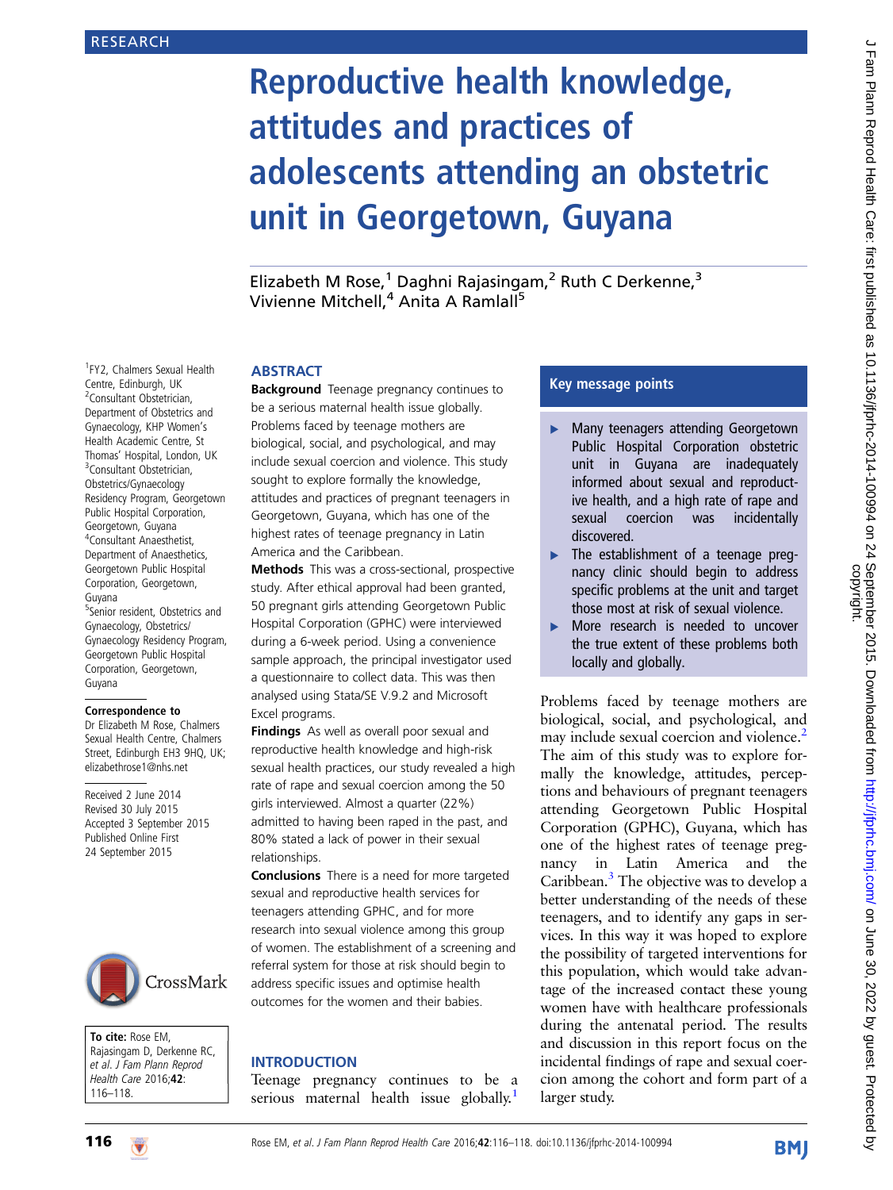RESEARCH

# Reproductive health knowledge, attitudes and practices of adolescents attending an obstetric unit in Georgetown, Guyana

Elizabeth M Rose,[1] Daghni Rajasingam,[2] Ruth C Derkenne,[3] Vivienne Mitchell,[4] Anita A Ramlall[5]

[1]FY2, Chalmers Sexual Health Centre, Edinburgh, UK
[2]Consultant Obstetrician, Department of Obstetrics and Gynaecology, KHP Women's Health Academic Centre, St Thomas' Hospital, London, UK
[3]Consultant Obstetrician, Obstetrics/Gynaecology Residency Program, Georgetown Public Hospital Corporation, Georgetown, Guyana
[4]Consultant Anaesthetist, Department of Anaesthetics, Georgetown Public Hospital Corporation, Georgetown, Guyana
[5]Senior resident, Obstetrics and Gynaecology, Obstetrics/Gynaecology Residency Program, Georgetown Public Hospital Corporation, Georgetown, Guyana

**Correspondence to**
Dr Elizabeth M Rose, Chalmers Sexual Health Centre, Chalmers Street, Edinburgh EH3 9HQ, UK; elizabethrose1@nhs.net

Received 2 June 2014
Revised 30 July 2015
Accepted 3 September 2015
Published Online First 24 September 2015

**To cite:** Rose EM, Rajasingam D, Derkenne RC, *et al. J Fam Plann Reprod Health Care* 2016;**42**:116–118.

## ABSTRACT

**Background** Teenage pregnancy continues to be a serious maternal health issue globally. Problems faced by teenage mothers are biological, social, and psychological, and may include sexual coercion and violence. This study sought to explore formally the knowledge, attitudes and practices of pregnant teenagers in Georgetown, Guyana, which has one of the highest rates of teenage pregnancy in Latin America and the Caribbean.

**Methods** This was a cross-sectional, prospective study. After ethical approval had been granted, 50 pregnant girls attending Georgetown Public Hospital Corporation (GPHC) were interviewed during a 6-week period. Using a convenience sample approach, the principal investigator used a questionnaire to collect data. This was then analysed using Stata/SE V.9.2 and Microsoft Excel programs.

**Findings** As well as overall poor sexual and reproductive health knowledge and high-risk sexual health practices, our study revealed a high rate of rape and sexual coercion among the 50 girls interviewed. Almost a quarter (22%) admitted to having been raped in the past, and 80% stated a lack of power in their sexual relationships.

**Conclusions** There is a need for more targeted sexual and reproductive health services for teenagers attending GPHC, and for more research into sexual violence among this group of women. The establishment of a screening and referral system for those at risk should begin to address specific issues and optimise health outcomes for the women and their babies.

## Key message points

- Many teenagers attending Georgetown Public Hospital Corporation obstetric unit in Guyana are inadequately informed about sexual and reproductive health, and a high rate of rape and sexual coercion was incidentally discovered.
- The establishment of a teenage pregnancy clinic should begin to address specific problems at the unit and target those most at risk of sexual violence.
- More research is needed to uncover the true extent of these problems both locally and globally.

## INTRODUCTION

Teenage pregnancy continues to be a serious maternal health issue globally.[1] Problems faced by teenage mothers are biological, social, and psychological, and may include sexual coercion and violence.[2] The aim of this study was to explore formally the knowledge, attitudes, perceptions and behaviours of pregnant teenagers attending Georgetown Public Hospital Corporation (GPHC), Guyana, which has one of the highest rates of teenage pregnancy in Latin America and the Caribbean.[3] The objective was to develop a better understanding of the needs of these teenagers, and to identify any gaps in services. In this way it was hoped to explore the possibility of targeted interventions for this population, which would take advantage of the increased contact these young women have with healthcare professionals during the antenatal period. The results and discussion in this report focus on the incidental findings of rape and sexual coercion among the cohort and form part of a larger study.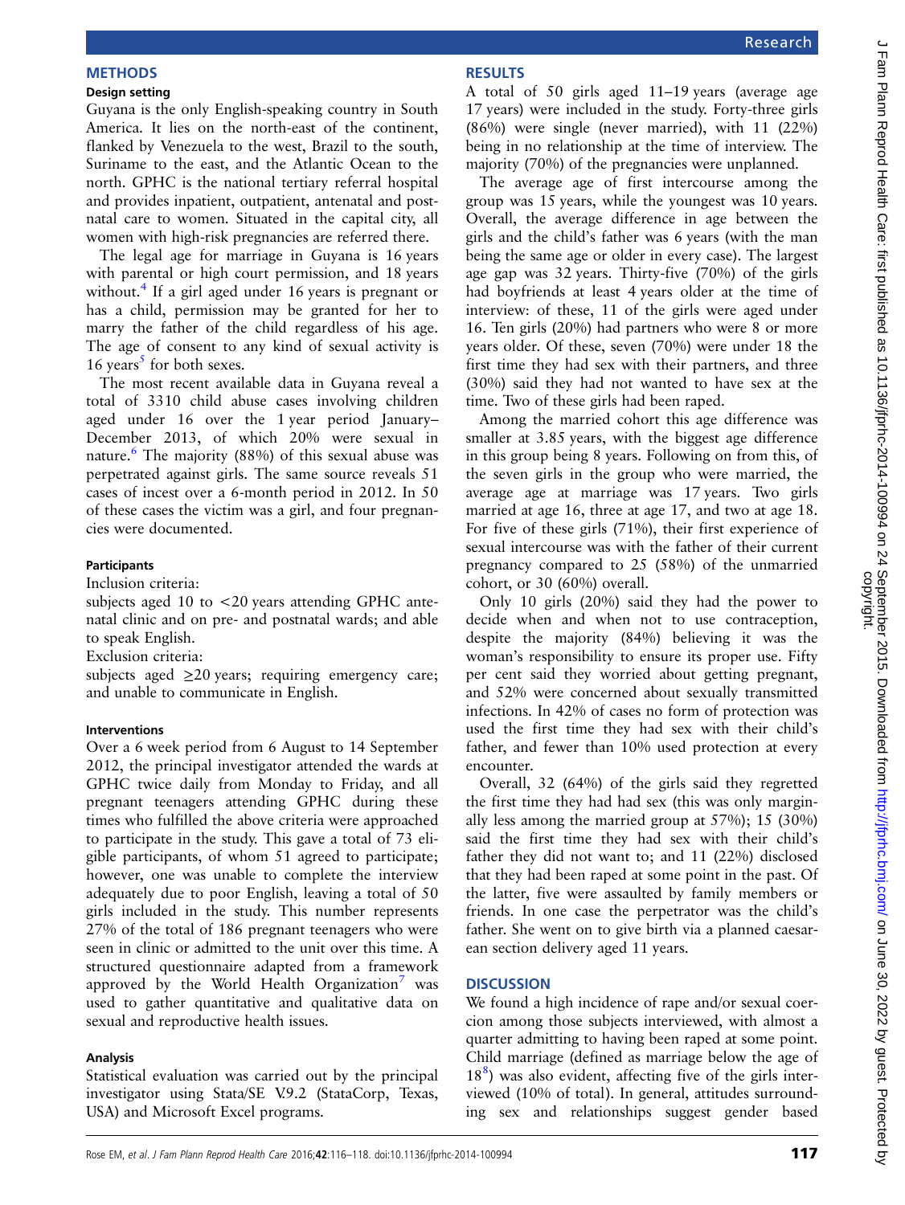## METHODS

### Design setting

Guyana is the only English-speaking country in South America. It lies on the north-east of the continent, flanked by Venezuela to the west, Brazil to the south, Suriname to the east, and the Atlantic Ocean to the north. GPHC is the national tertiary referral hospital and provides inpatient, outpatient, antenatal and postnatal care to women. Situated in the capital city, all women with high-risk pregnancies are referred there.

The legal age for marriage in Guyana is 16 years with parental or high court permission, and 18 years without.[4] If a girl aged under 16 years is pregnant or has a child, permission may be granted for her to marry the father of the child regardless of his age. The age of consent to any kind of sexual activity is 16 years[5] for both sexes.

The most recent available data in Guyana reveal a total of 3310 child abuse cases involving children aged under 16 over the 1 year period January–December 2013, of which 20% were sexual in nature.[6] The majority (88%) of this sexual abuse was perpetrated against girls. The same source reveals 51 cases of incest over a 6-month period in 2012. In 50 of these cases the victim was a girl, and four pregnancies were documented.

### Participants

Inclusion criteria:

subjects aged 10 to <20 years attending GPHC antenatal clinic and on pre- and postnatal wards; and able to speak English.

Exclusion criteria:

subjects aged ≥20 years; requiring emergency care; and unable to communicate in English.

### Interventions

Over a 6 week period from 6 August to 14 September 2012, the principal investigator attended the wards at GPHC twice daily from Monday to Friday, and all pregnant teenagers attending GPHC during these times who fulfilled the above criteria were approached to participate in the study. This gave a total of 73 eligible participants, of whom 51 agreed to participate; however, one was unable to complete the interview adequately due to poor English, leaving a total of 50 girls included in the study. This number represents 27% of the total of 186 pregnant teenagers who were seen in clinic or admitted to the unit over this time. A structured questionnaire adapted from a framework approved by the World Health Organization[7] was used to gather quantitative and qualitative data on sexual and reproductive health issues.

### Analysis

Statistical evaluation was carried out by the principal investigator using Stata/SE V.9.2 (StataCorp, Texas, USA) and Microsoft Excel programs.

## RESULTS

A total of 50 girls aged 11–19 years (average age 17 years) were included in the study. Forty-three girls (86%) were single (never married), with 11 (22%) being in no relationship at the time of interview. The majority (70%) of the pregnancies were unplanned.

The average age of first intercourse among the group was 15 years, while the youngest was 10 years. Overall, the average difference in age between the girls and the child's father was 6 years (with the man being the same age or older in every case). The largest age gap was 32 years. Thirty-five (70%) of the girls had boyfriends at least 4 years older at the time of interview: of these, 11 of the girls were aged under 16. Ten girls (20%) had partners who were 8 or more years older. Of these, seven (70%) were under 18 the first time they had sex with their partners, and three (30%) said they had not wanted to have sex at the time. Two of these girls had been raped.

Among the married cohort this age difference was smaller at 3.85 years, with the biggest age difference in this group being 8 years. Following on from this, of the seven girls in the group who were married, the average age at marriage was 17 years. Two girls married at age 16, three at age 17, and two at age 18. For five of these girls (71%), their first experience of sexual intercourse was with the father of their current pregnancy compared to 25 (58%) of the unmarried cohort, or 30 (60%) overall.

Only 10 girls (20%) said they had the power to decide when and when not to use contraception, despite the majority (84%) believing it was the woman's responsibility to ensure its proper use. Fifty per cent said they worried about getting pregnant, and 52% were concerned about sexually transmitted infections. In 42% of cases no form of protection was used the first time they had sex with their child's father, and fewer than 10% used protection at every encounter.

Overall, 32 (64%) of the girls said they regretted the first time they had had sex (this was only marginally less among the married group at 57%); 15 (30%) said the first time they had sex with their child's father they did not want to; and 11 (22%) disclosed that they had been raped at some point in the past. Of the latter, five were assaulted by family members or friends. In one case the perpetrator was the child's father. She went on to give birth via a planned caesarean section delivery aged 11 years.

## DISCUSSION

We found a high incidence of rape and/or sexual coercion among those subjects interviewed, with almost a quarter admitting to having been raped at some point. Child marriage (defined as marriage below the age of 18[8]) was also evident, affecting five of the girls interviewed (10% of total). In general, attitudes surrounding sex and relationships suggest gender based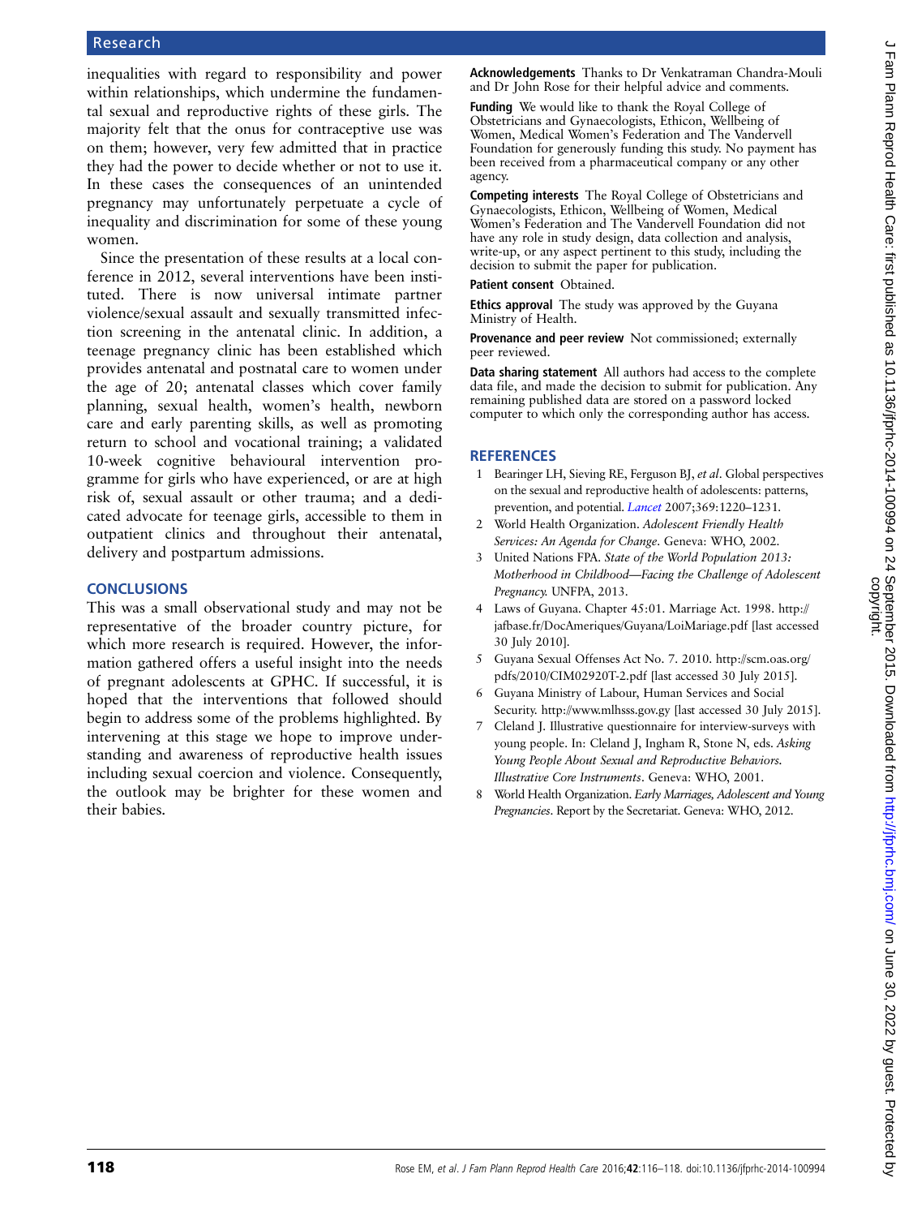inequalities with regard to responsibility and power within relationships, which undermine the fundamental sexual and reproductive rights of these girls. The majority felt that the onus for contraceptive use was on them; however, very few admitted that in practice they had the power to decide whether or not to use it. In these cases the consequences of an unintended pregnancy may unfortunately perpetuate a cycle of inequality and discrimination for some of these young women.

Since the presentation of these results at a local conference in 2012, several interventions have been instituted. There is now universal intimate partner violence/sexual assault and sexually transmitted infection screening in the antenatal clinic. In addition, a teenage pregnancy clinic has been established which provides antenatal and postnatal care to women under the age of 20; antenatal classes which cover family planning, sexual health, women's health, newborn care and early parenting skills, as well as promoting return to school and vocational training; a validated 10-week cognitive behavioural intervention programme for girls who have experienced, or are at high risk of, sexual assault or other trauma; and a dedicated advocate for teenage girls, accessible to them in outpatient clinics and throughout their antenatal, delivery and postpartum admissions.

## CONCLUSIONS

This was a small observational study and may not be representative of the broader country picture, for which more research is required. However, the information gathered offers a useful insight into the needs of pregnant adolescents at GPHC. If successful, it is hoped that the interventions that followed should begin to address some of the problems highlighted. By intervening at this stage we hope to improve understanding and awareness of reproductive health issues including sexual coercion and violence. Consequently, the outlook may be brighter for these women and their babies.

**Acknowledgements** Thanks to Dr Venkatraman Chandra-Mouli and Dr John Rose for their helpful advice and comments.

**Funding** We would like to thank the Royal College of Obstetricians and Gynaecologists, Ethicon, Wellbeing of Women, Medical Women's Federation and The Vandervell Foundation for generously funding this study. No payment has been received from a pharmaceutical company or any other agency.

**Competing interests** The Royal College of Obstetricians and Gynaecologists, Ethicon, Wellbeing of Women, Medical Women's Federation and The Vandervell Foundation did not have any role in study design, data collection and analysis, write-up, or any aspect pertinent to this study, including the decision to submit the paper for publication.

**Patient consent** Obtained.

**Ethics approval** The study was approved by the Guyana Ministry of Health.

**Provenance and peer review** Not commissioned; externally peer reviewed.

**Data sharing statement** All authors had access to the complete data file, and made the decision to submit for publication. Any remaining published data are stored on a password locked computer to which only the corresponding author has access.

## REFERENCES

1. Bearinger LH, Sieving RE, Ferguson BJ, *et al*. Global perspectives on the sexual and reproductive health of adolescents: patterns, prevention, and potential. *Lancet* 2007;369:1220–1231.
2. World Health Organization. *Adolescent Friendly Health Services: An Agenda for Change*. Geneva: WHO, 2002.
3. United Nations FPA. *State of the World Population 2013: Motherhood in Childhood—Facing the Challenge of Adolescent Pregnancy.* UNFPA, 2013.
4. Laws of Guyana. Chapter 45:01. Marriage Act. 1998. http://jafbase.fr/DocAmeriques/Guyana/LoiMariage.pdf [last accessed 30 July 2010].
5. Guyana Sexual Offenses Act No. 7. 2010. http://scm.oas.org/pdfs/2010/CIM02920T-2.pdf [last accessed 30 July 2015].
6. Guyana Ministry of Labour, Human Services and Social Security. http://www.mlhsss.gov.gy [last accessed 30 July 2015].
7. Cleland J. Illustrative questionnaire for interview-surveys with young people. In: Cleland J, Ingham R, Stone N, eds. *Asking Young People About Sexual and Reproductive Behaviors. Illustrative Core Instruments*. Geneva: WHO, 2001.
8. World Health Organization. *Early Marriages, Adolescent and Young Pregnancies*. Report by the Secretariat. Geneva: WHO, 2012.